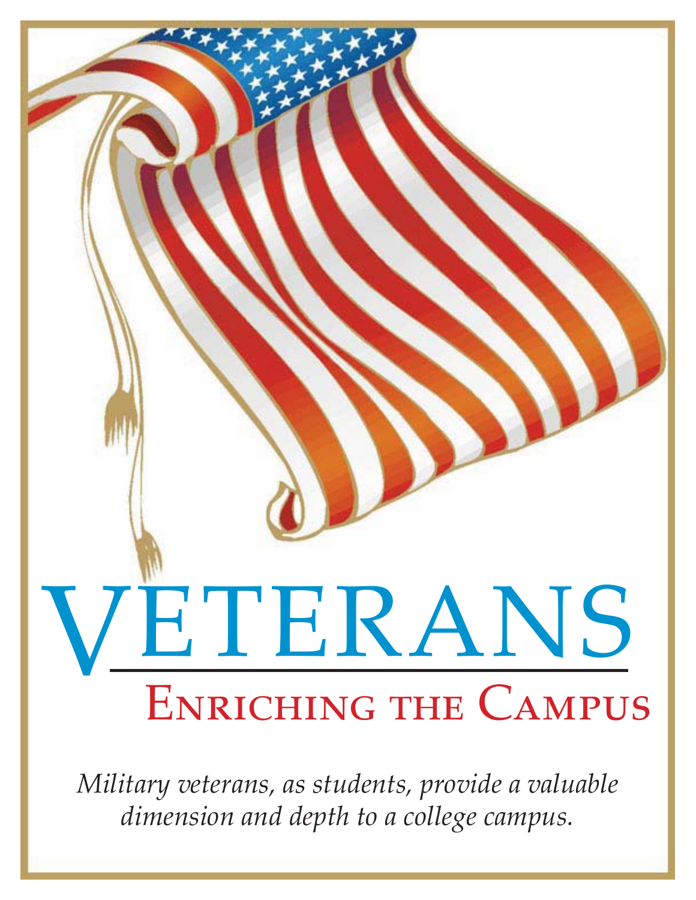# VETERANS

## Enriching the Campus

*Military veterans, as students, provide a valuable dimension and depth to a college campus.*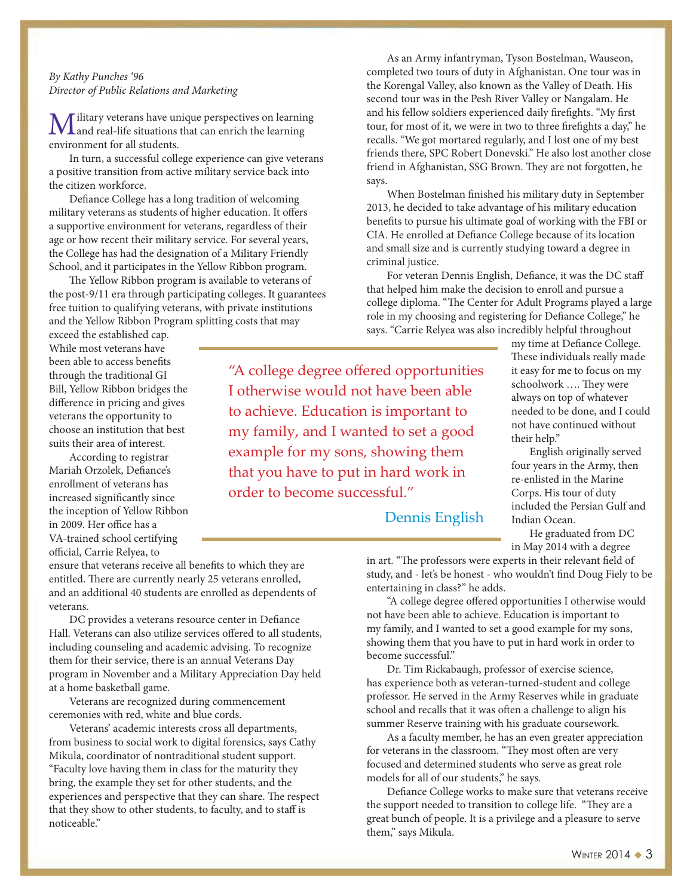*By Kathy Punches '96*
*Director of Public Relations and Marketing*

Military veterans have unique perspectives on learning and real-life situations that can enrich the learning environment for all students.

In turn, a successful college experience can give veterans a positive transition from active military service back into the citizen workforce.

Defiance College has a long tradition of welcoming military veterans as students of higher education. It offers a supportive environment for veterans, regardless of their age or how recent their military service. For several years, the College has had the designation of a Military Friendly School, and it participates in the Yellow Ribbon program.

The Yellow Ribbon program is available to veterans of the post-9/11 era through participating colleges. It guarantees free tuition to qualifying veterans, with private institutions and the Yellow Ribbon Program splitting costs that may exceed the established cap. While most veterans have been able to access benefits through the traditional GI Bill, Yellow Ribbon bridges the difference in pricing and gives veterans the opportunity to choose an institution that best suits their area of interest.

According to registrar Mariah Orzolek, Defiance's enrollment of veterans has increased significantly since the inception of Yellow Ribbon in 2009. Her office has a VA-trained school certifying official, Carrie Relyea, to ensure that veterans receive all benefits to which they are entitled. There are currently nearly 25 veterans enrolled, and an additional 40 students are enrolled as dependents of veterans.

DC provides a veterans resource center in Defiance Hall. Veterans can also utilize services offered to all students, including counseling and academic advising. To recognize them for their service, there is an annual Veterans Day program in November and a Military Appreciation Day held at a home basketball game.

Veterans are recognized during commencement ceremonies with red, white and blue cords.

Veterans' academic interests cross all departments, from business to social work to digital forensics, says Cathy Mikula, coordinator of nontraditional student support. "Faculty love having them in class for the maturity they bring, the example they set for other students, and the experiences and perspective that they can share. The respect that they show to other students, to faculty, and to staff is noticeable."

As an Army infantryman, Tyson Bostelman, Wauseon, completed two tours of duty in Afghanistan. One tour was in the Korengal Valley, also known as the Valley of Death. His second tour was in the Pesh River Valley or Nangalam. He and his fellow soldiers experienced daily firefights. "My first tour, for most of it, we were in two to three firefights a day," he recalls. "We got mortared regularly, and I lost one of my best friends there, SPC Robert Donevski." He also lost another close friend in Afghanistan, SSG Brown. They are not forgotten, he says.

When Bostelman finished his military duty in September 2013, he decided to take advantage of his military education benefits to pursue his ultimate goal of working with the FBI or CIA. He enrolled at Defiance College because of its location and small size and is currently studying toward a degree in criminal justice.

For veteran Dennis English, Defiance, it was the DC staff that helped him make the decision to enroll and pursue a college diploma. "The Center for Adult Programs played a large role in my choosing and registering for Defiance College," he says. "Carrie Relyea was also incredibly helpful throughout my time at Defiance College. These individuals really made it easy for me to focus on my schoolwork …. They were always on top of whatever needed to be done, and I could not have continued without their help."

> "A college degree offered opportunities I otherwise would not have been able to achieve. Education is important to my family, and I wanted to set a good example for my sons, showing them that you have to put in hard work in order to become successful."
>
> Dennis English

English originally served four years in the Army, then re-enlisted in the Marine Corps. His tour of duty included the Persian Gulf and Indian Ocean.

He graduated from DC in May 2014 with a degree in art. "The professors were experts in their relevant field of study, and - let's be honest - who wouldn't find Doug Fiely to be entertaining in class?" he adds.

"A college degree offered opportunities I otherwise would not have been able to achieve. Education is important to my family, and I wanted to set a good example for my sons, showing them that you have to put in hard work in order to become successful."

Dr. Tim Rickabaugh, professor of exercise science, has experience both as veteran-turned-student and college professor. He served in the Army Reserves while in graduate school and recalls that it was often a challenge to align his summer Reserve training with his graduate coursework.

As a faculty member, he has an even greater appreciation for veterans in the classroom. "They most often are very focused and determined students who serve as great role models for all of our students," he says.

Defiance College works to make sure that veterans receive the support needed to transition to college life. "They are a great bunch of people. It is a privilege and a pleasure to serve them," says Mikula.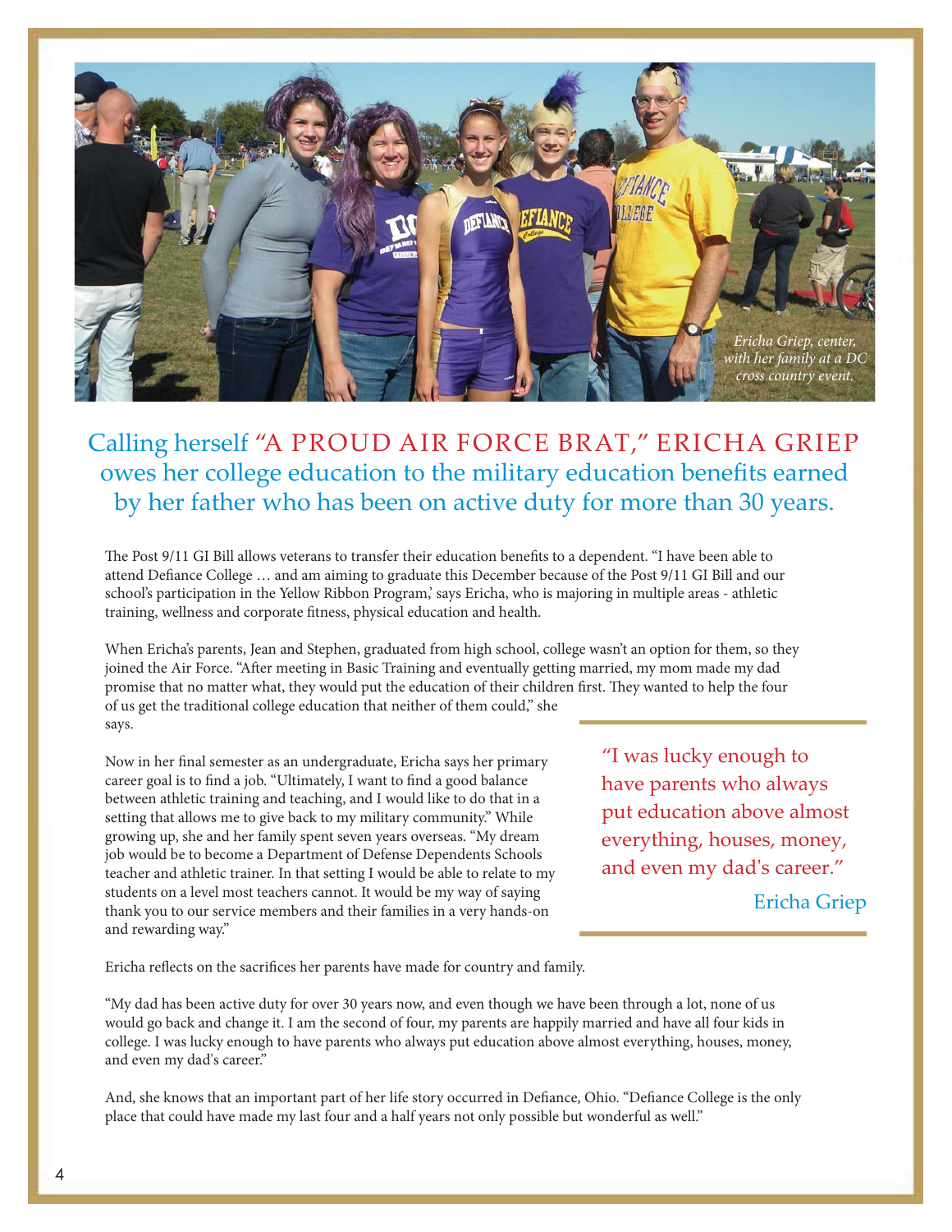*Ericha Griep, center, with her family at a DC cross country event.*

## Calling herself "A PROUD AIR FORCE BRAT," ERICHA GRIEP owes her college education to the military education benefits earned by her father who has been on active duty for more than 30 years.

The Post 9/11 GI Bill allows veterans to transfer their education benefits to a dependent. "I have been able to attend Defiance College … and am aiming to graduate this December because of the Post 9/11 GI Bill and our school's participation in the Yellow Ribbon Program," says Ericha, who is majoring in multiple areas - athletic training, wellness and corporate fitness, physical education and health.

When Ericha's parents, Jean and Stephen, graduated from high school, college wasn't an option for them, so they joined the Air Force. "After meeting in Basic Training and eventually getting married, my mom made my dad promise that no matter what, they would put the education of their children first. They wanted to help the four of us get the traditional college education that neither of them could," she says.

Now in her final semester as an undergraduate, Ericha says her primary career goal is to find a job. "Ultimately, I want to find a good balance between athletic training and teaching, and I would like to do that in a setting that allows me to give back to my military community." While growing up, she and her family spent seven years overseas. "My dream job would be to become a Department of Defense Dependents Schools teacher and athletic trainer. In that setting I would be able to relate to my students on a level most teachers cannot. It would be my way of saying thank you to our service members and their families in a very hands-on and rewarding way."

> "I was lucky enough to have parents who always put education above almost everything, houses, money, and even my dad's career."
>
> Ericha Griep

Ericha reflects on the sacrifices her parents have made for country and family.

"My dad has been active duty for over 30 years now, and even though we have been through a lot, none of us would go back and change it. I am the second of four, my parents are happily married and have all four kids in college. I was lucky enough to have parents who always put education above almost everything, houses, money, and even my dad's career."

And, she knows that an important part of her life story occurred in Defiance, Ohio. "Defiance College is the only place that could have made my last four and a half years not only possible but wonderful as well."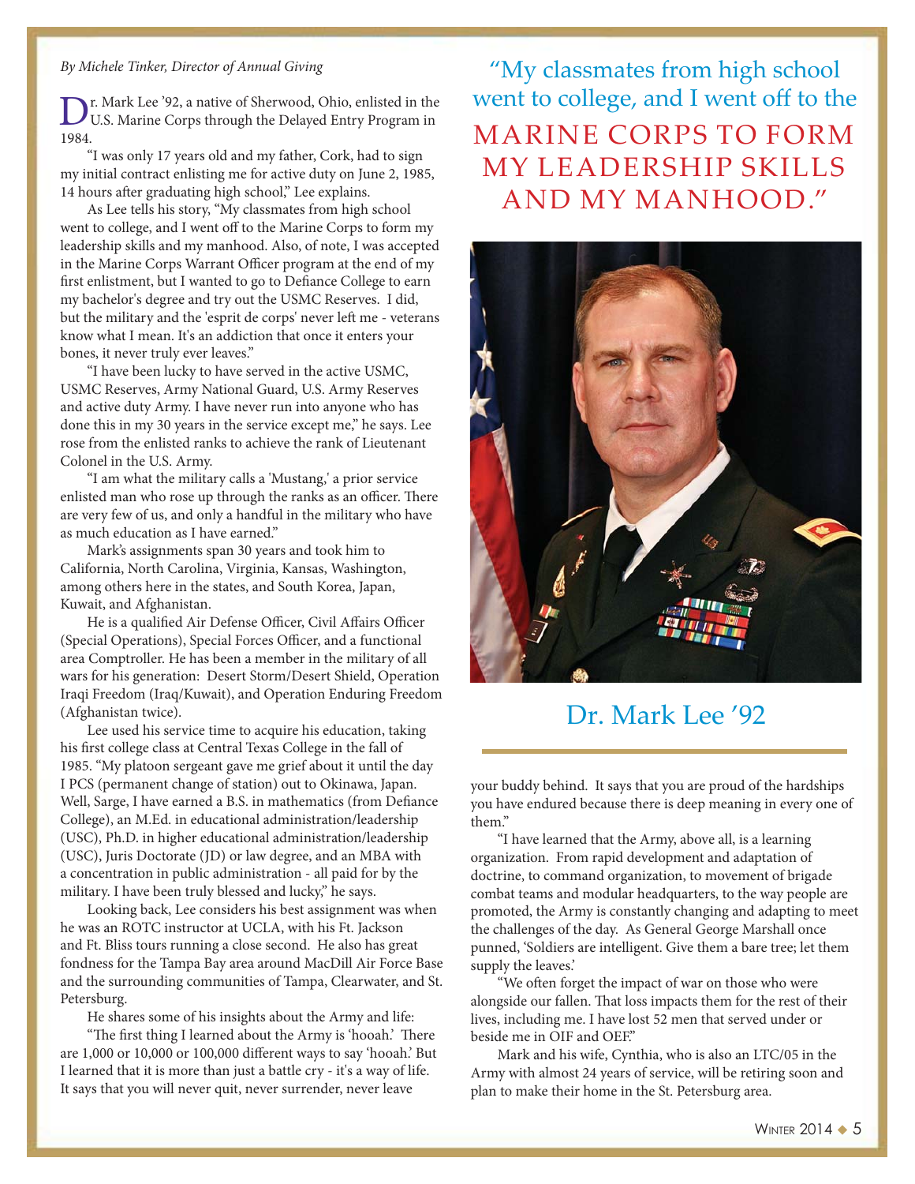*By Michele Tinker, Director of Annual Giving*

Dr. Mark Lee '92, a native of Sherwood, Ohio, enlisted in the U.S. Marine Corps through the Delayed Entry Program in 1984.

"I was only 17 years old and my father, Cork, had to sign my initial contract enlisting me for active duty on June 2, 1985, 14 hours after graduating high school," Lee explains.

As Lee tells his story, "My classmates from high school went to college, and I went off to the Marine Corps to form my leadership skills and my manhood. Also, of note, I was accepted in the Marine Corps Warrant Officer program at the end of my first enlistment, but I wanted to go to Defiance College to earn my bachelor's degree and try out the USMC Reserves. I did, but the military and the 'esprit de corps' never left me - veterans know what I mean. It's an addiction that once it enters your bones, it never truly ever leaves."

"I have been lucky to have served in the active USMC, USMC Reserves, Army National Guard, U.S. Army Reserves and active duty Army. I have never run into anyone who has done this in my 30 years in the service except me," he says. Lee rose from the enlisted ranks to achieve the rank of Lieutenant Colonel in the U.S. Army.

"I am what the military calls a 'Mustang,' a prior service enlisted man who rose up through the ranks as an officer. There are very few of us, and only a handful in the military who have as much education as I have earned."

Mark's assignments span 30 years and took him to California, North Carolina, Virginia, Kansas, Washington, among others here in the states, and South Korea, Japan, Kuwait, and Afghanistan.

He is a qualified Air Defense Officer, Civil Affairs Officer (Special Operations), Special Forces Officer, and a functional area Comptroller. He has been a member in the military of all wars for his generation: Desert Storm/Desert Shield, Operation Iraqi Freedom (Iraq/Kuwait), and Operation Enduring Freedom (Afghanistan twice).

Lee used his service time to acquire his education, taking his first college class at Central Texas College in the fall of 1985. "My platoon sergeant gave me grief about it until the day I PCS (permanent change of station) out to Okinawa, Japan. Well, Sarge, I have earned a B.S. in mathematics (from Defiance College), an M.Ed. in educational administration/leadership (USC), Ph.D. in higher educational administration/leadership (USC), Juris Doctorate (JD) or law degree, and an MBA with a concentration in public administration - all paid for by the military. I have been truly blessed and lucky," he says.

Looking back, Lee considers his best assignment was when he was an ROTC instructor at UCLA, with his Ft. Jackson and Ft. Bliss tours running a close second. He also has great fondness for the Tampa Bay area around MacDill Air Force Base and the surrounding communities of Tampa, Clearwater, and St. Petersburg.

He shares some of his insights about the Army and life:

"The first thing I learned about the Army is 'hooah.' There are 1,000 or 10,000 or 100,000 different ways to say 'hooah.' But I learned that it is more than just a battle cry - it's a way of life. It says that you will never quit, never surrender, never leave your buddy behind. It says that you are proud of the hardships you have endured because there is deep meaning in every one of them."

"I have learned that the Army, above all, is a learning organization. From rapid development and adaptation of doctrine, to command organization, to movement of brigade combat teams and modular headquarters, to the way people are promoted, the Army is constantly changing and adapting to meet the challenges of the day. As General George Marshall once punned, 'Soldiers are intelligent. Give them a bare tree; let them supply the leaves.'

"We often forget the impact of war on those who were alongside our fallen. That loss impacts them for the rest of their lives, including me. I have lost 52 men that served under or beside me in OIF and OEF."

Mark and his wife, Cynthia, who is also an LTC/05 in the Army with almost 24 years of service, will be retiring soon and plan to make their home in the St. Petersburg area.

> "My classmates from high school went to college, and I went off to the MARINE CORPS TO FORM MY LEADERSHIP SKILLS AND MY MANHOOD."

Dr. Mark Lee '92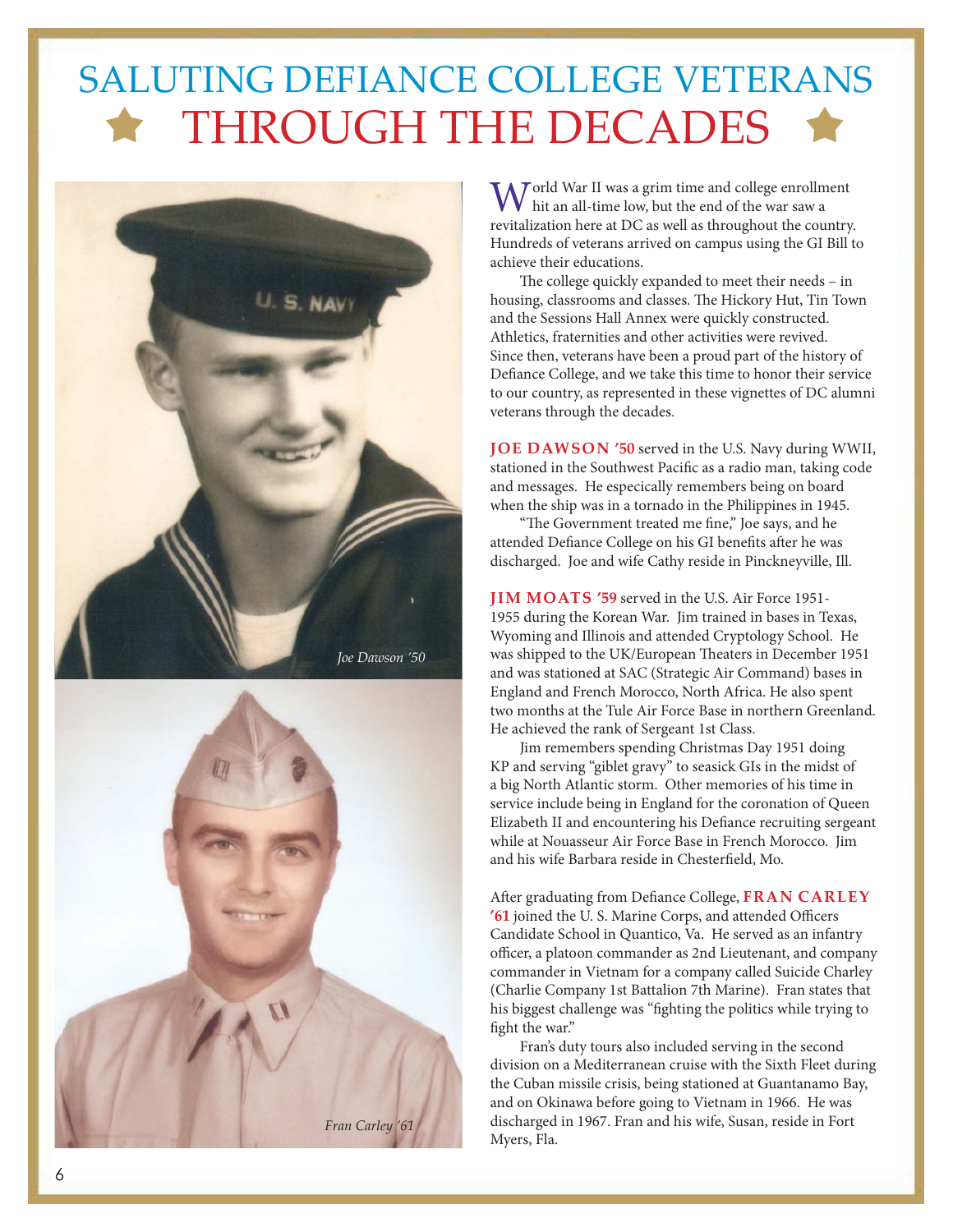# SALUTING DEFIANCE COLLEGE VETERANS
# THROUGH THE DECADES

*Joe Dawson '50*

*Fran Carley '61*

World War II was a grim time and college enrollment hit an all-time low, but the end of the war saw a revitalization here at DC as well as throughout the country. Hundreds of veterans arrived on campus using the GI Bill to achieve their educations.

The college quickly expanded to meet their needs – in housing, classrooms and classes. The Hickory Hut, Tin Town and the Sessions Hall Annex were quickly constructed. Athletics, fraternities and other activities were revived. Since then, veterans have been a proud part of the history of Defiance College, and we take this time to honor their service to our country, as represented in these vignettes of DC alumni veterans through the decades.

**JOE DAWSON '50** served in the U.S. Navy during WWII, stationed in the Southwest Pacific as a radio man, taking code and messages. He especically remembers being on board when the ship was in a tornado in the Philippines in 1945.

"The Government treated me fine," Joe says, and he attended Defiance College on his GI benefits after he was discharged. Joe and wife Cathy reside in Pinckneyville, Ill.

**JIM MOATS '59** served in the U.S. Air Force 1951-1955 during the Korean War. Jim trained in bases in Texas, Wyoming and Illinois and attended Cryptology School. He was shipped to the UK/European Theaters in December 1951 and was stationed at SAC (Strategic Air Command) bases in England and French Morocco, North Africa. He also spent two months at the Tule Air Force Base in northern Greenland. He achieved the rank of Sergeant 1st Class.

Jim remembers spending Christmas Day 1951 doing KP and serving "giblet gravy" to seasick GIs in the midst of a big North Atlantic storm. Other memories of his time in service include being in England for the coronation of Queen Elizabeth II and encountering his Defiance recruiting sergeant while at Nouasseur Air Force Base in French Morocco. Jim and his wife Barbara reside in Chesterfield, Mo.

After graduating from Defiance College, **FRAN CARLEY '61** joined the U. S. Marine Corps, and attended Officers Candidate School in Quantico, Va. He served as an infantry officer, a platoon commander as 2nd Lieutenant, and company commander in Vietnam for a company called Suicide Charley (Charlie Company 1st Battalion 7th Marine). Fran states that his biggest challenge was "fighting the politics while trying to fight the war."

Fran's duty tours also included serving in the second division on a Mediterranean cruise with the Sixth Fleet during the Cuban missile crisis, being stationed at Guantanamo Bay, and on Okinawa before going to Vietnam in 1966. He was discharged in 1967. Fran and his wife, Susan, reside in Fort Myers, Fla.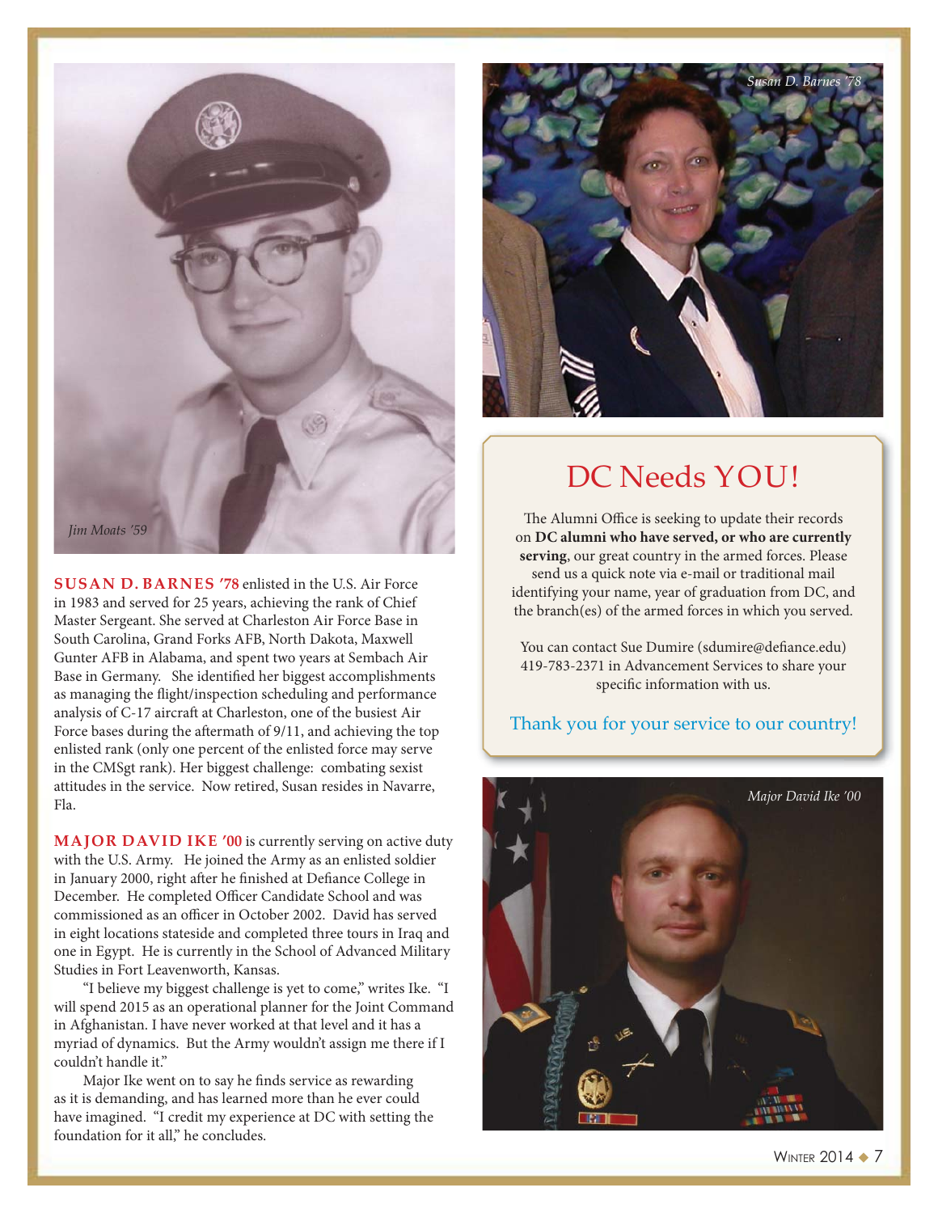Jim Moats '59

Susan D. Barnes '78

**SUSAN D. BARNES '78** enlisted in the U.S. Air Force in 1983 and served for 25 years, achieving the rank of Chief Master Sergeant. She served at Charleston Air Force Base in South Carolina, Grand Forks AFB, North Dakota, Maxwell Gunter AFB in Alabama, and spent two years at Sembach Air Base in Germany. She identified her biggest accomplishments as managing the flight/inspection scheduling and performance analysis of C-17 aircraft at Charleston, one of the busiest Air Force bases during the aftermath of 9/11, and achieving the top enlisted rank (only one percent of the enlisted force may serve in the CMSgt rank). Her biggest challenge: combating sexist attitudes in the service. Now retired, Susan resides in Navarre, Fla.

**MAJOR DAVID IKE '00** is currently serving on active duty with the U.S. Army. He joined the Army as an enlisted soldier in January 2000, right after he finished at Defiance College in December. He completed Officer Candidate School and was commissioned as an officer in October 2002. David has served in eight locations stateside and completed three tours in Iraq and one in Egypt. He is currently in the School of Advanced Military Studies in Fort Leavenworth, Kansas.

"I believe my biggest challenge is yet to come," writes Ike. "I will spend 2015 as an operational planner for the Joint Command in Afghanistan. I have never worked at that level and it has a myriad of dynamics. But the Army wouldn't assign me there if I couldn't handle it."

Major Ike went on to say he finds service as rewarding as it is demanding, and has learned more than he ever could have imagined. "I credit my experience at DC with setting the foundation for it all," he concludes.

## DC Needs YOU!

The Alumni Office is seeking to update their records on **DC alumni who have served, or who are currently serving**, our great country in the armed forces. Please send us a quick note via e-mail or traditional mail identifying your name, year of graduation from DC, and the branch(es) of the armed forces in which you served.

You can contact Sue Dumire (sdumire@defiance.edu) 419-783-2371 in Advancement Services to share your specific information with us.

Thank you for your service to our country!

Major David Ike '00